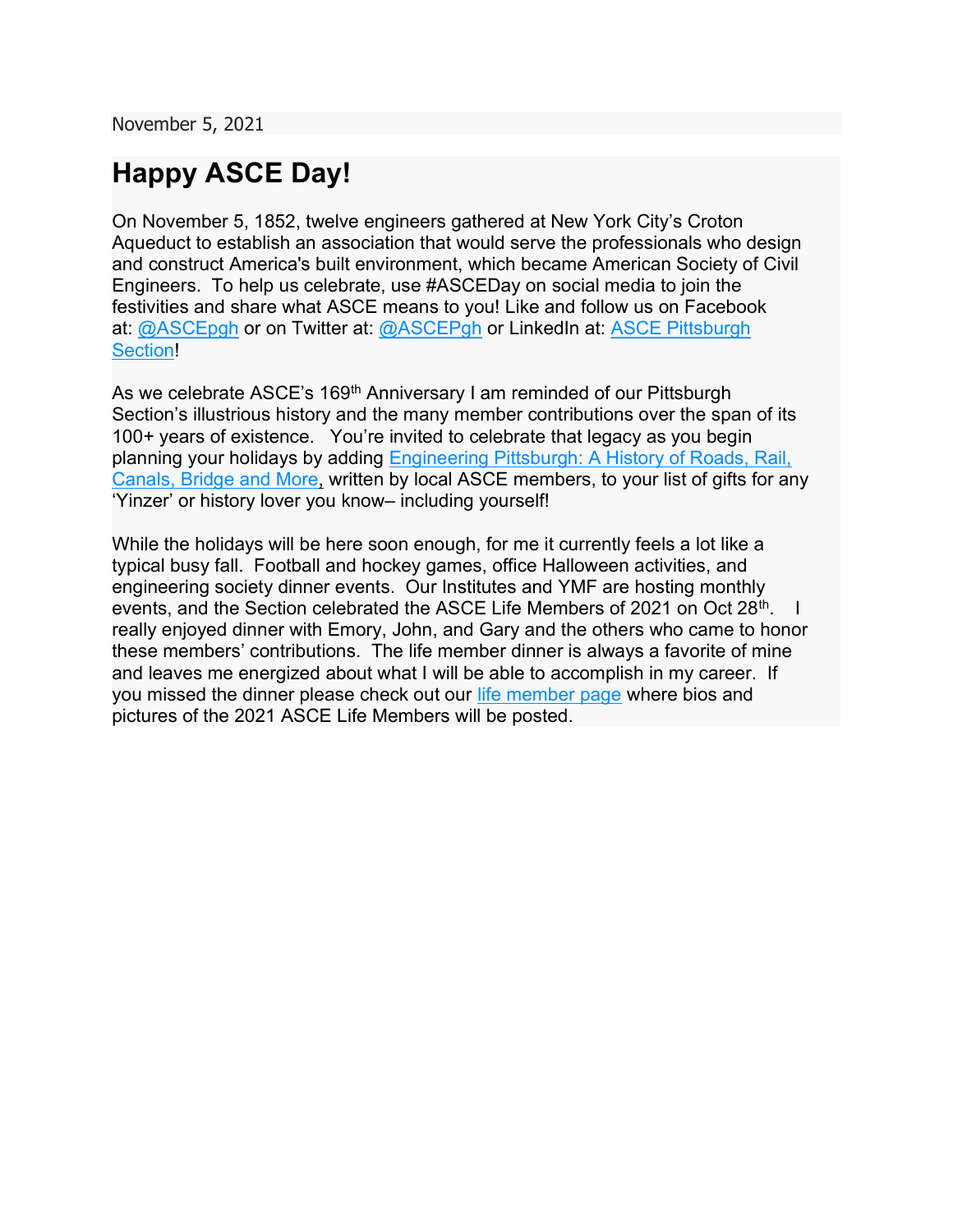November 5, 2021

# Happy ASCE Day!

On November 5, 1852, twelve engineers gathered at New York City's Croton Aqueduct to establish an association that would serve the professionals who design and construct America's built environment, which became American Society of Civil Engineers. To help us celebrate, use #ASCEDay on social media to join the festivities and share what ASCE means to you! Like and follow us on Facebook at: @ASCEpgh or on Twitter at: @ASCEPgh or LinkedIn at: ASCE Pittsburgh Section!

As we celebrate ASCE's 169th Anniversary I am reminded of our Pittsburgh Section's illustrious history and the many member contributions over the span of its 100+ years of existence. You're invited to celebrate that legacy as you begin planning your holidays by adding Engineering Pittsburgh: A History of Roads, Rail, Canals, Bridge and More, written by local ASCE members, to your list of gifts for any 'Yinzer' or history lover you know– including yourself!

While the holidays will be here soon enough, for me it currently feels a lot like a typical busy fall. Football and hockey games, office Halloween activities, and engineering society dinner events. Our Institutes and YMF are hosting monthly events, and the Section celebrated the ASCE Life Members of 2021 on Oct 28th. I really enjoyed dinner with Emory, John, and Gary and the others who came to honor these members' contributions. The life member dinner is always a favorite of mine and leaves me energized about what I will be able to accomplish in my career. If you missed the dinner please check out our life member page where bios and pictures of the 2021 ASCE Life Members will be posted.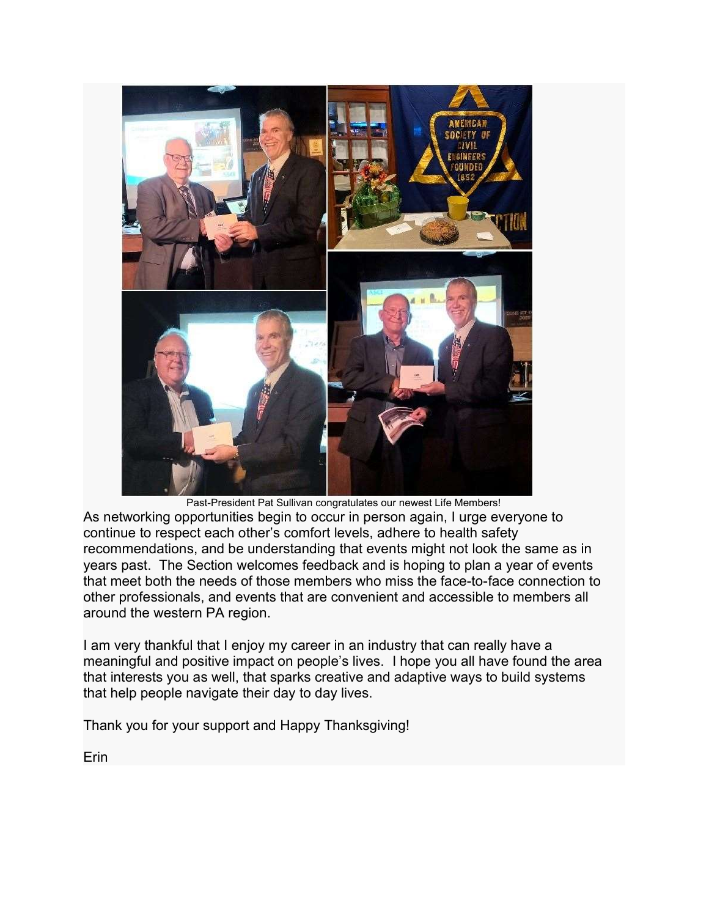Past-President Pat Sullivan congratulates our newest Life Members!

As networking opportunities begin to occur in person again, I urge everyone to continue to respect each other's comfort levels, adhere to health safety recommendations, and be understanding that events might not look the same as in years past. The Section welcomes feedback and is hoping to plan a year of events that meet both the needs of those members who miss the face-to-face connection to other professionals, and events that are convenient and accessible to members all around the western PA region.

I am very thankful that I enjoy my career in an industry that can really have a meaningful and positive impact on people's lives. I hope you all have found the area that interests you as well, that sparks creative and adaptive ways to build systems that help people navigate their day to day lives.

Thank you for your support and Happy Thanksgiving!

Erin